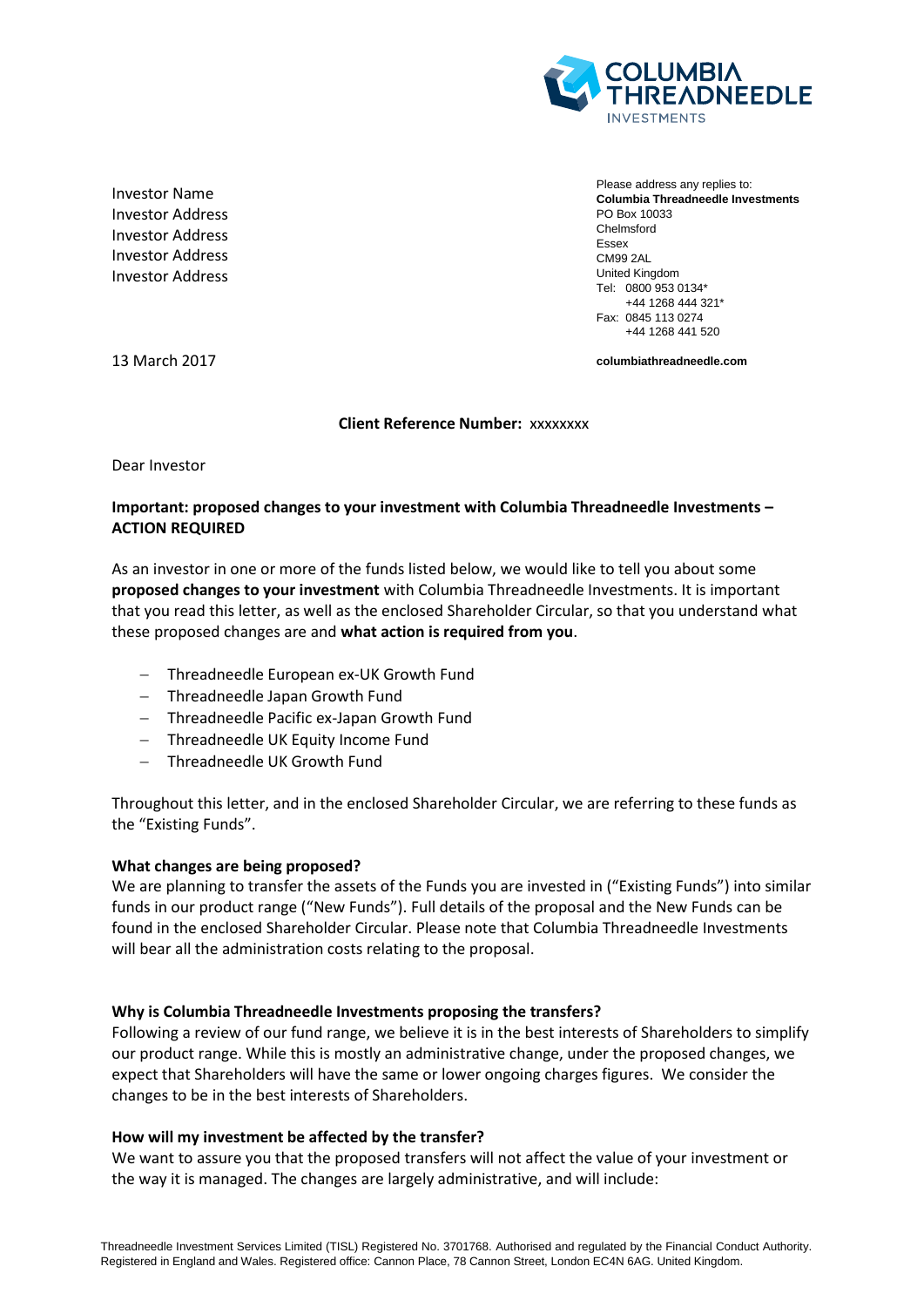Investor Name
Investor Address
Investor Address
Investor Address
Investor Address

Please address any replies to:
**Columbia Threadneedle Investments**
PO Box 10033
Chelmsford
Essex
CM99 2AL
United Kingdom
Tel: 0800 953 0134*
+44 1268 444 321*
Fax: 0845 113 0274
+44 1268 441 520

**columbiathreadneedle.com**

13 March 2017

**Client Reference Number:** xxxxxxxx

Dear Investor

**Important: proposed changes to your investment with Columbia Threadneedle Investments – ACTION REQUIRED**

As an investor in one or more of the funds listed below, we would like to tell you about some **proposed changes to your investment** with Columbia Threadneedle Investments. It is important that you read this letter, as well as the enclosed Shareholder Circular, so that you understand what these proposed changes are and **what action is required from you**.

- Threadneedle European ex-UK Growth Fund
- Threadneedle Japan Growth Fund
- Threadneedle Pacific ex-Japan Growth Fund
- Threadneedle UK Equity Income Fund
- Threadneedle UK Growth Fund

Throughout this letter, and in the enclosed Shareholder Circular, we are referring to these funds as the "Existing Funds".

**What changes are being proposed?**

We are planning to transfer the assets of the Funds you are invested in ("Existing Funds") into similar funds in our product range ("New Funds"). Full details of the proposal and the New Funds can be found in the enclosed Shareholder Circular. Please note that Columbia Threadneedle Investments will bear all the administration costs relating to the proposal.

**Why is Columbia Threadneedle Investments proposing the transfers?**

Following a review of our fund range, we believe it is in the best interests of Shareholders to simplify our product range. While this is mostly an administrative change, under the proposed changes, we expect that Shareholders will have the same or lower ongoing charges figures. We consider the changes to be in the best interests of Shareholders.

**How will my investment be affected by the transfer?**

We want to assure you that the proposed transfers will not affect the value of your investment or the way it is managed. The changes are largely administrative, and will include:

Threadneedle Investment Services Limited (TISL) Registered No. 3701768. Authorised and regulated by the Financial Conduct Authority. Registered in England and Wales. Registered office: Cannon Place, 78 Cannon Street, London EC4N 6AG. United Kingdom.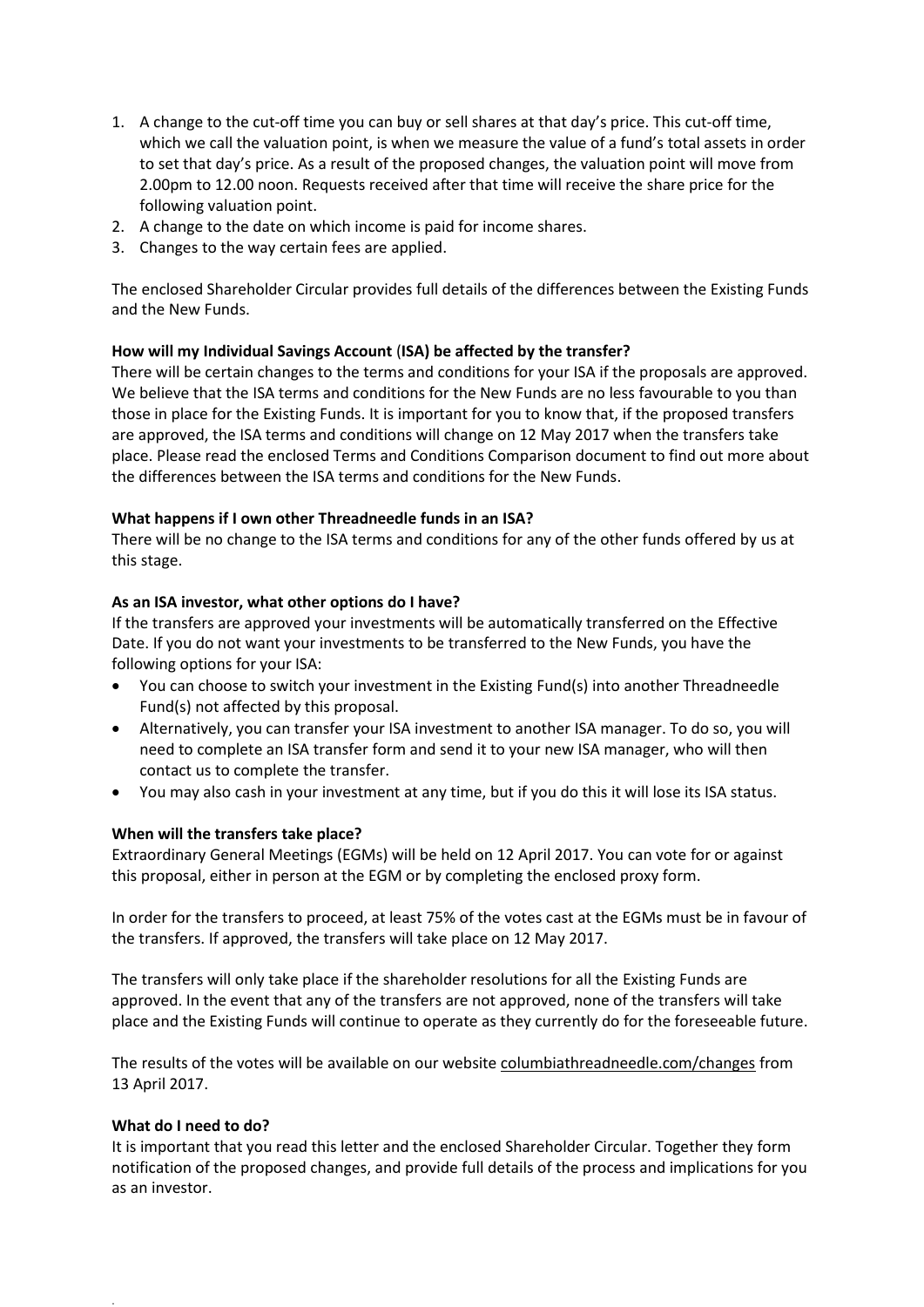1. A change to the cut-off time you can buy or sell shares at that day's price. This cut-off time, which we call the valuation point, is when we measure the value of a fund's total assets in order to set that day's price. As a result of the proposed changes, the valuation point will move from 2.00pm to 12.00 noon. Requests received after that time will receive the share price for the following valuation point.
2. A change to the date on which income is paid for income shares.
3. Changes to the way certain fees are applied.

The enclosed Shareholder Circular provides full details of the differences between the Existing Funds and the New Funds.

**How will my Individual Savings Account (ISA) be affected by the transfer?**

There will be certain changes to the terms and conditions for your ISA if the proposals are approved. We believe that the ISA terms and conditions for the New Funds are no less favourable to you than those in place for the Existing Funds. It is important for you to know that, if the proposed transfers are approved, the ISA terms and conditions will change on 12 May 2017 when the transfers take place. Please read the enclosed Terms and Conditions Comparison document to find out more about the differences between the ISA terms and conditions for the New Funds.

**What happens if I own other Threadneedle funds in an ISA?**

There will be no change to the ISA terms and conditions for any of the other funds offered by us at this stage.

**As an ISA investor, what other options do I have?**

If the transfers are approved your investments will be automatically transferred on the Effective Date. If you do not want your investments to be transferred to the New Funds, you have the following options for your ISA:

- You can choose to switch your investment in the Existing Fund(s) into another Threadneedle Fund(s) not affected by this proposal.
- Alternatively, you can transfer your ISA investment to another ISA manager. To do so, you will need to complete an ISA transfer form and send it to your new ISA manager, who will then contact us to complete the transfer.
- You may also cash in your investment at any time, but if you do this it will lose its ISA status.

**When will the transfers take place?**

Extraordinary General Meetings (EGMs) will be held on 12 April 2017. You can vote for or against this proposal, either in person at the EGM or by completing the enclosed proxy form.

In order for the transfers to proceed, at least 75% of the votes cast at the EGMs must be in favour of the transfers. If approved, the transfers will take place on 12 May 2017.

The transfers will only take place if the shareholder resolutions for all the Existing Funds are approved. In the event that any of the transfers are not approved, none of the transfers will take place and the Existing Funds will continue to operate as they currently do for the foreseeable future.

The results of the votes will be available on our website columbiathreadneedle.com/changes from 13 April 2017.

**What do I need to do?**

It is important that you read this letter and the enclosed Shareholder Circular. Together they form notification of the proposed changes, and provide full details of the process and implications for you as an investor.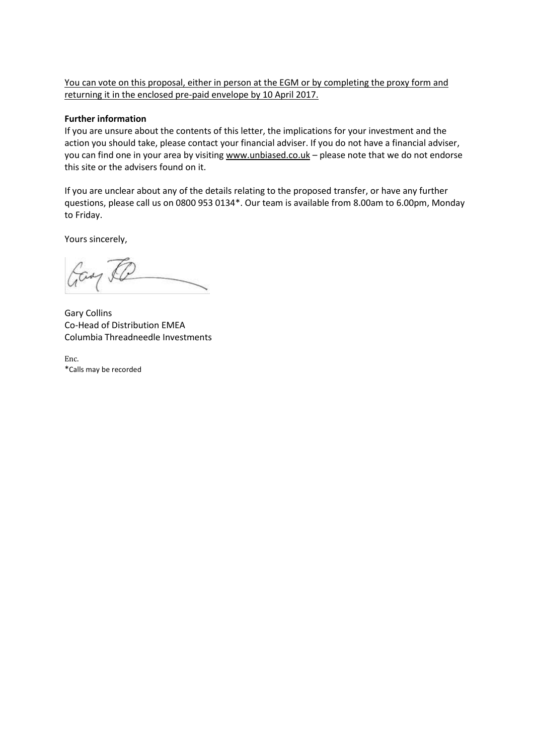<u>You can vote on this proposal, either in person at the EGM or by completing the proxy form and returning it in the enclosed pre-paid envelope by 10 April 2017.</u>

**Further information**

If you are unsure about the contents of this letter, the implications for your investment and the action you should take, please contact your financial adviser. If you do not have a financial adviser, you can find one in your area by visiting www.unbiased.co.uk – please note that we do not endorse this site or the advisers found on it.

If you are unclear about any of the details relating to the proposed transfer, or have any further questions, please call us on 0800 953 0134*. Our team is available from 8.00am to 6.00pm, Monday to Friday.

Yours sincerely,

Gary Collins
Co-Head of Distribution EMEA
Columbia Threadneedle Investments

Enc.
*Calls may be recorded